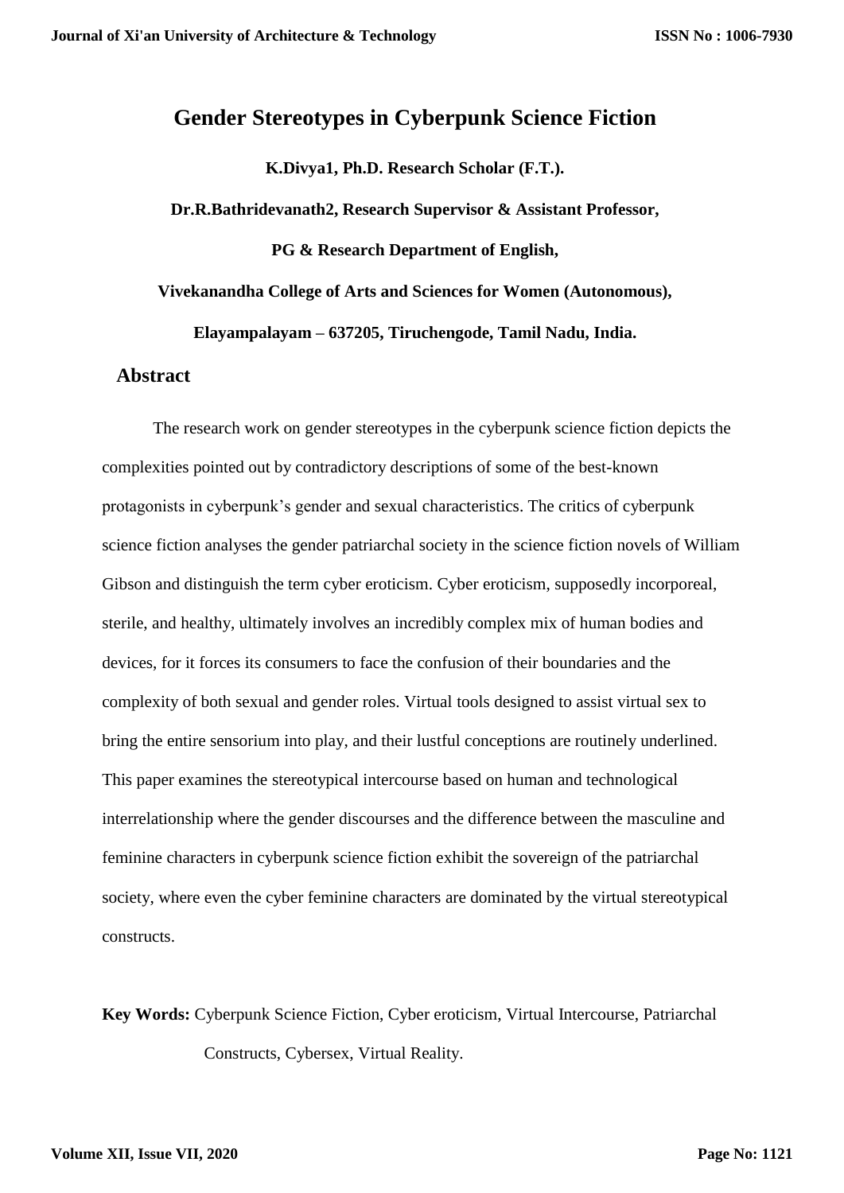# Gender Stereotypes in Cyberpunk Science Fiction

**K.Divya1, Ph.D. Research Scholar (F.T.).**

**Dr.R.Bathridevanath2, Research Supervisor & Assistant Professor,**

**PG & Research Department of English,**

**Vivekanandha College of Arts and Sciences for Women (Autonomous),**

**Elayampalayam – 637205, Tiruchengode, Tamil Nadu, India.**

## Abstract

The research work on gender stereotypes in the cyberpunk science fiction depicts the complexities pointed out by contradictory descriptions of some of the best-known protagonists in cyberpunk's gender and sexual characteristics. The critics of cyberpunk science fiction analyses the gender patriarchal society in the science fiction novels of William Gibson and distinguish the term cyber eroticism. Cyber eroticism, supposedly incorporeal, sterile, and healthy, ultimately involves an incredibly complex mix of human bodies and devices, for it forces its consumers to face the confusion of their boundaries and the complexity of both sexual and gender roles. Virtual tools designed to assist virtual sex to bring the entire sensorium into play, and their lustful conceptions are routinely underlined. This paper examines the stereotypical intercourse based on human and technological interrelationship where the gender discourses and the difference between the masculine and feminine characters in cyberpunk science fiction exhibit the sovereign of the patriarchal society, where even the cyber feminine characters are dominated by the virtual stereotypical constructs.

**Key Words:** Cyberpunk Science Fiction, Cyber eroticism, Virtual Intercourse, Patriarchal Constructs, Cybersex, Virtual Reality.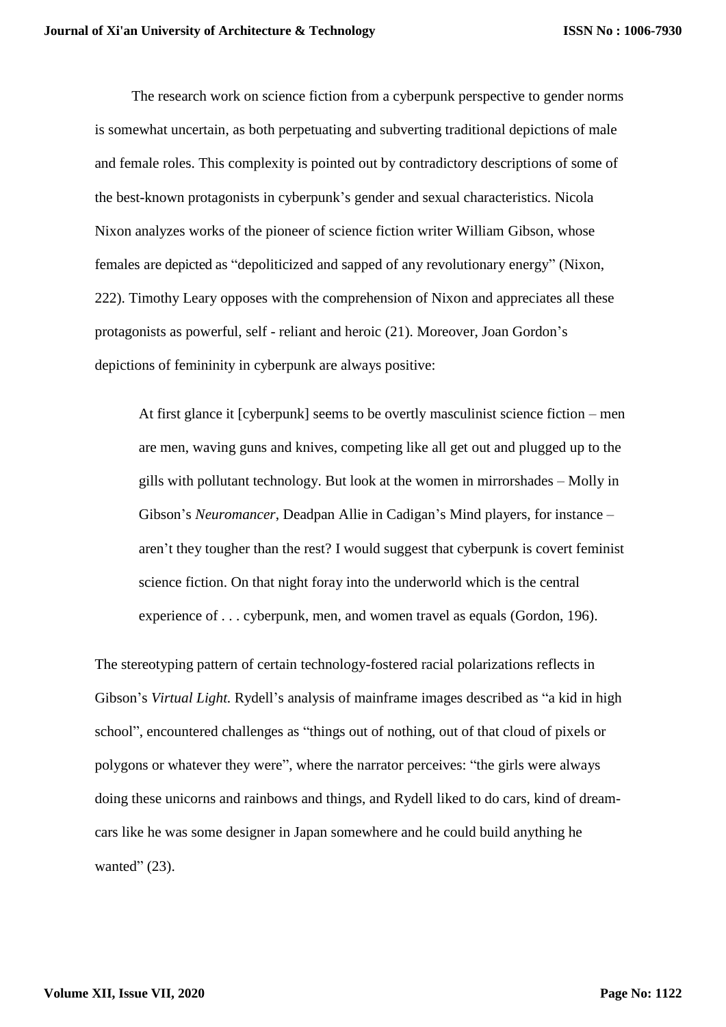The research work on science fiction from a cyberpunk perspective to gender norms is somewhat uncertain, as both perpetuating and subverting traditional depictions of male and female roles. This complexity is pointed out by contradictory descriptions of some of the best-known protagonists in cyberpunk's gender and sexual characteristics. Nicola Nixon analyzes works of the pioneer of science fiction writer William Gibson, whose females are depicted as "depoliticized and sapped of any revolutionary energy" (Nixon, 222). Timothy Leary opposes with the comprehension of Nixon and appreciates all these protagonists as powerful, self - reliant and heroic (21). Moreover, Joan Gordon's depictions of femininity in cyberpunk are always positive:

> At first glance it [cyberpunk] seems to be overtly masculinist science fiction – men are men, waving guns and knives, competing like all get out and plugged up to the gills with pollutant technology. But look at the women in mirrorshades – Molly in Gibson's *Neuromancer*, Deadpan Allie in Cadigan's Mind players, for instance – aren't they tougher than the rest? I would suggest that cyberpunk is covert feminist science fiction. On that night foray into the underworld which is the central experience of . . . cyberpunk, men, and women travel as equals (Gordon, 196).

The stereotyping pattern of certain technology-fostered racial polarizations reflects in Gibson's *Virtual Light.* Rydell's analysis of mainframe images described as "a kid in high school", encountered challenges as "things out of nothing, out of that cloud of pixels or polygons or whatever they were", where the narrator perceives: "the girls were always doing these unicorns and rainbows and things, and Rydell liked to do cars, kind of dream-cars like he was some designer in Japan somewhere and he could build anything he wanted" (23).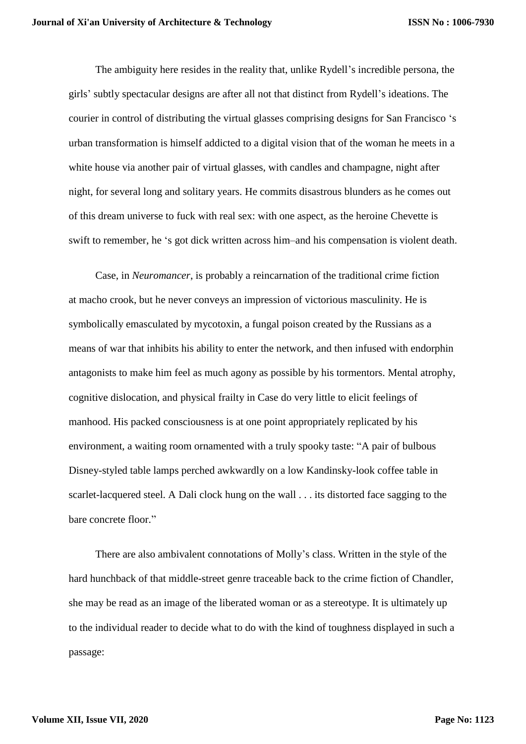The ambiguity here resides in the reality that, unlike Rydell's incredible persona, the girls' subtly spectacular designs are after all not that distinct from Rydell's ideations. The courier in control of distributing the virtual glasses comprising designs for San Francisco 's urban transformation is himself addicted to a digital vision that of the woman he meets in a white house via another pair of virtual glasses, with candles and champagne, night after night, for several long and solitary years. He commits disastrous blunders as he comes out of this dream universe to fuck with real sex: with one aspect, as the heroine Chevette is swift to remember, he 's got dick written across him–and his compensation is violent death.

Case, in *Neuromancer*, is probably a reincarnation of the traditional crime fiction at macho crook, but he never conveys an impression of victorious masculinity. He is symbolically emasculated by mycotoxin, a fungal poison created by the Russians as a means of war that inhibits his ability to enter the network, and then infused with endorphin antagonists to make him feel as much agony as possible by his tormentors. Mental atrophy, cognitive dislocation, and physical frailty in Case do very little to elicit feelings of manhood. His packed consciousness is at one point appropriately replicated by his environment, a waiting room ornamented with a truly spooky taste: "A pair of bulbous Disney-styled table lamps perched awkwardly on a low Kandinsky-look coffee table in scarlet-lacquered steel. A Dali clock hung on the wall . . . its distorted face sagging to the bare concrete floor."

There are also ambivalent connotations of Molly's class. Written in the style of the hard hunchback of that middle-street genre traceable back to the crime fiction of Chandler, she may be read as an image of the liberated woman or as a stereotype. It is ultimately up to the individual reader to decide what to do with the kind of toughness displayed in such a passage: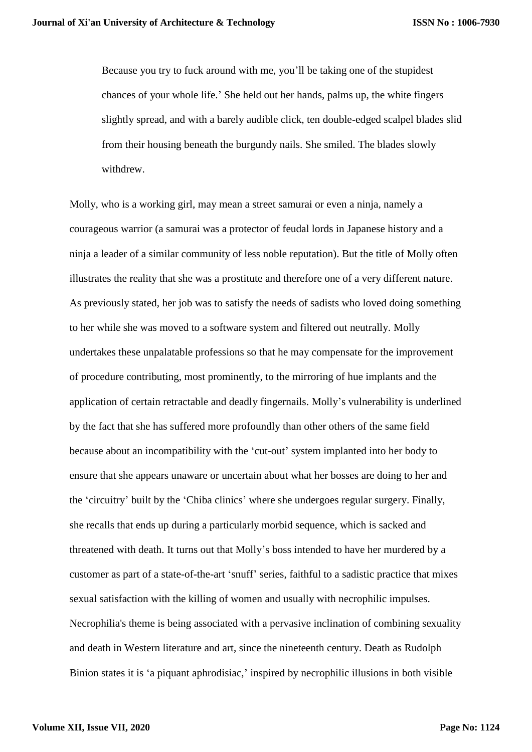> Because you try to fuck around with me, you'll be taking one of the stupidest chances of your whole life.' She held out her hands, palms up, the white fingers slightly spread, and with a barely audible click, ten double-edged scalpel blades slid from their housing beneath the burgundy nails. She smiled. The blades slowly withdrew.

Molly, who is a working girl, may mean a street samurai or even a ninja, namely a courageous warrior (a samurai was a protector of feudal lords in Japanese history and a ninja a leader of a similar community of less noble reputation). But the title of Molly often illustrates the reality that she was a prostitute and therefore one of a very different nature. As previously stated, her job was to satisfy the needs of sadists who loved doing something to her while she was moved to a software system and filtered out neutrally. Molly undertakes these unpalatable professions so that he may compensate for the improvement of procedure contributing, most prominently, to the mirroring of hue implants and the application of certain retractable and deadly fingernails. Molly's vulnerability is underlined by the fact that she has suffered more profoundly than other others of the same field because about an incompatibility with the 'cut-out' system implanted into her body to ensure that she appears unaware or uncertain about what her bosses are doing to her and the 'circuitry' built by the 'Chiba clinics' where she undergoes regular surgery. Finally, she recalls that ends up during a particularly morbid sequence, which is sacked and threatened with death. It turns out that Molly's boss intended to have her murdered by a customer as part of a state-of-the-art 'snuff' series, faithful to a sadistic practice that mixes sexual satisfaction with the killing of women and usually with necrophilic impulses. Necrophilia's theme is being associated with a pervasive inclination of combining sexuality and death in Western literature and art, since the nineteenth century. Death as Rudolph Binion states it is 'a piquant aphrodisiac,' inspired by necrophilic illusions in both visible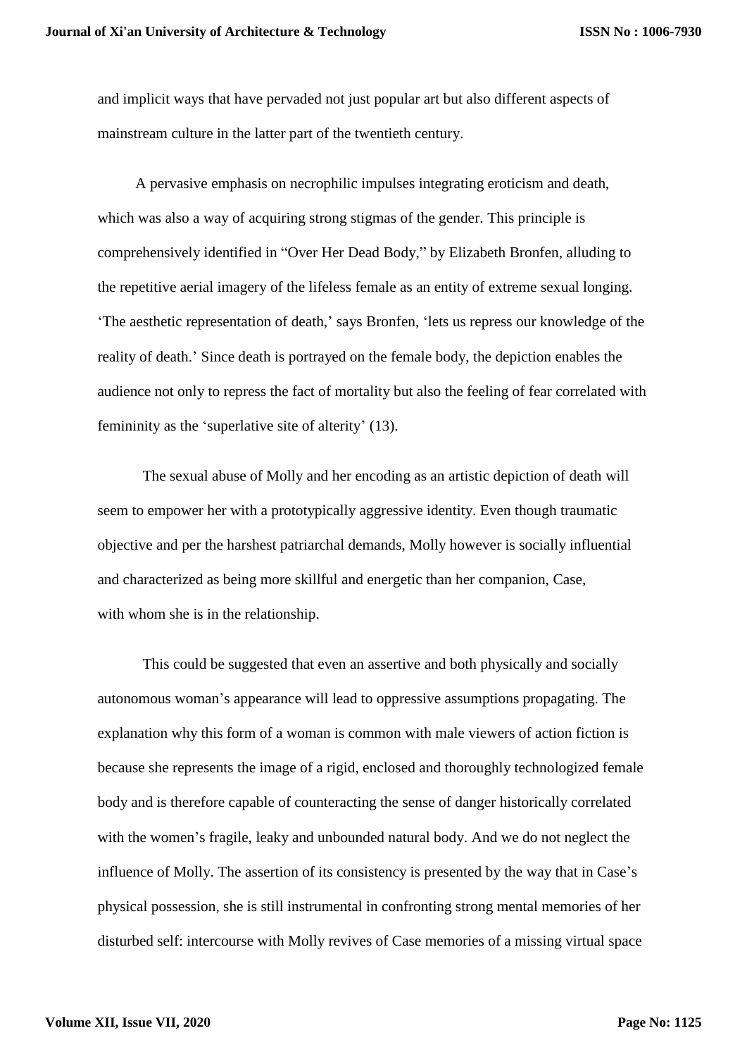and implicit ways that have pervaded not just popular art but also different aspects of mainstream culture in the latter part of the twentieth century.

A pervasive emphasis on necrophilic impulses integrating eroticism and death, which was also a way of acquiring strong stigmas of the gender. This principle is comprehensively identified in "Over Her Dead Body," by Elizabeth Bronfen, alluding to the repetitive aerial imagery of the lifeless female as an entity of extreme sexual longing. 'The aesthetic representation of death,' says Bronfen, 'lets us repress our knowledge of the reality of death.' Since death is portrayed on the female body, the depiction enables the audience not only to repress the fact of mortality but also the feeling of fear correlated with femininity as the 'superlative site of alterity' (13).

The sexual abuse of Molly and her encoding as an artistic depiction of death will seem to empower her with a prototypically aggressive identity. Even though traumatic objective and per the harshest patriarchal demands, Molly however is socially influential and characterized as being more skillful and energetic than her companion, Case, with whom she is in the relationship.

This could be suggested that even an assertive and both physically and socially autonomous woman's appearance will lead to oppressive assumptions propagating. The explanation why this form of a woman is common with male viewers of action fiction is because she represents the image of a rigid, enclosed and thoroughly technologized female body and is therefore capable of counteracting the sense of danger historically correlated with the women's fragile, leaky and unbounded natural body. And we do not neglect the influence of Molly. The assertion of its consistency is presented by the way that in Case's physical possession, she is still instrumental in confronting strong mental memories of her disturbed self: intercourse with Molly revives of Case memories of a missing virtual space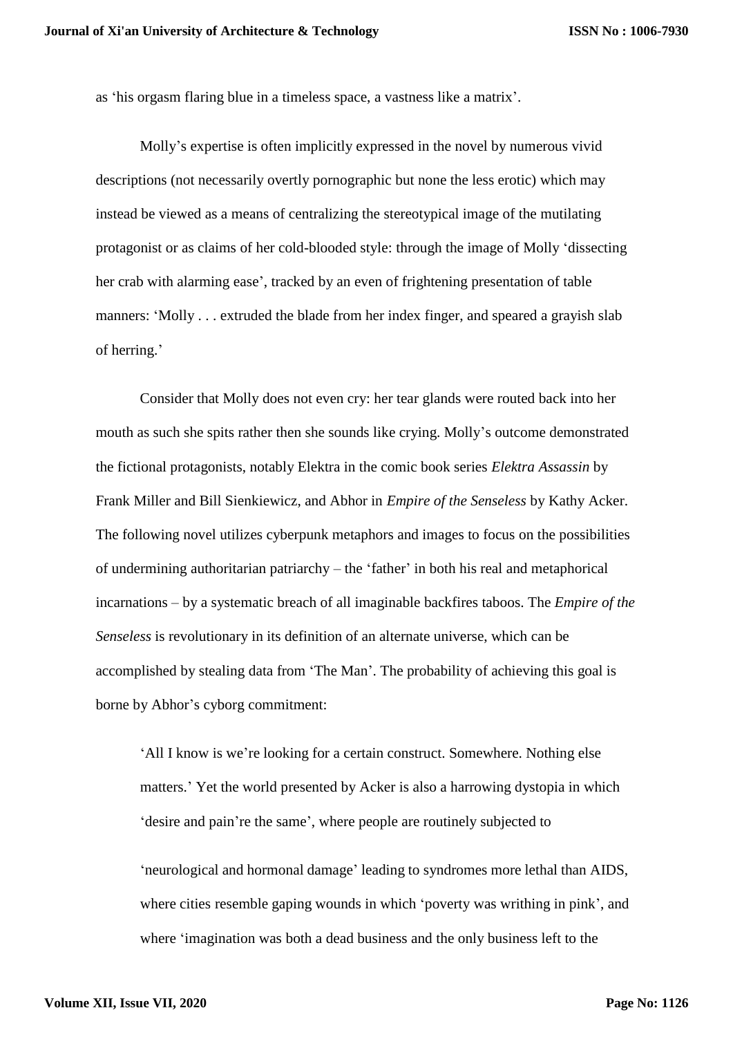as 'his orgasm flaring blue in a timeless space, a vastness like a matrix'.

Molly's expertise is often implicitly expressed in the novel by numerous vivid descriptions (not necessarily overtly pornographic but none the less erotic) which may instead be viewed as a means of centralizing the stereotypical image of the mutilating protagonist or as claims of her cold-blooded style: through the image of Molly 'dissecting her crab with alarming ease', tracked by an even of frightening presentation of table manners: 'Molly . . . extruded the blade from her index finger, and speared a grayish slab of herring.'

Consider that Molly does not even cry: her tear glands were routed back into her mouth as such she spits rather then she sounds like crying. Molly's outcome demonstrated the fictional protagonists, notably Elektra in the comic book series *Elektra Assassin* by Frank Miller and Bill Sienkiewicz, and Abhor in *Empire of the Senseless* by Kathy Acker. The following novel utilizes cyberpunk metaphors and images to focus on the possibilities of undermining authoritarian patriarchy – the 'father' in both his real and metaphorical incarnations – by a systematic breach of all imaginable backfires taboos. The *Empire of the Senseless* is revolutionary in its definition of an alternate universe, which can be accomplished by stealing data from 'The Man'. The probability of achieving this goal is borne by Abhor's cyborg commitment:

> 'All I know is we're looking for a certain construct. Somewhere. Nothing else matters.' Yet the world presented by Acker is also a harrowing dystopia in which 'desire and pain're the same', where people are routinely subjected to
>
> 'neurological and hormonal damage' leading to syndromes more lethal than AIDS, where cities resemble gaping wounds in which 'poverty was writhing in pink', and where 'imagination was both a dead business and the only business left to the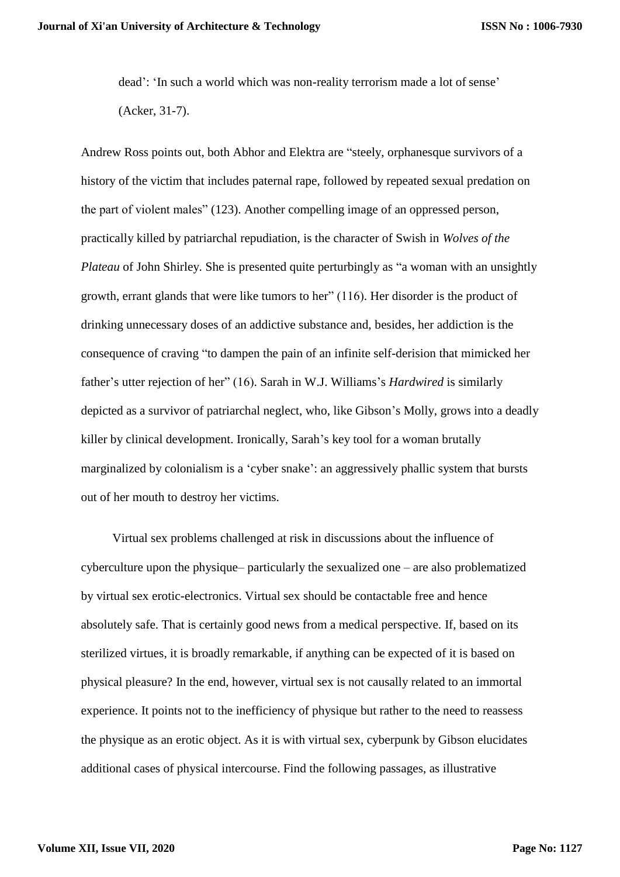dead': 'In such a world which was non-reality terrorism made a lot of sense' (Acker, 31-7).

Andrew Ross points out, both Abhor and Elektra are "steely, orphanesque survivors of a history of the victim that includes paternal rape, followed by repeated sexual predation on the part of violent males" (123). Another compelling image of an oppressed person, practically killed by patriarchal repudiation, is the character of Swish in *Wolves of the Plateau* of John Shirley. She is presented quite perturbingly as "a woman with an unsightly growth, errant glands that were like tumors to her" (116). Her disorder is the product of drinking unnecessary doses of an addictive substance and, besides, her addiction is the consequence of craving "to dampen the pain of an infinite self-derision that mimicked her father's utter rejection of her" (16). Sarah in W.J. Williams's *Hardwired* is similarly depicted as a survivor of patriarchal neglect, who, like Gibson's Molly, grows into a deadly killer by clinical development. Ironically, Sarah's key tool for a woman brutally marginalized by colonialism is a 'cyber snake': an aggressively phallic system that bursts out of her mouth to destroy her victims.

Virtual sex problems challenged at risk in discussions about the influence of cyberculture upon the physique– particularly the sexualized one – are also problematized by virtual sex erotic-electronics. Virtual sex should be contactable free and hence absolutely safe. That is certainly good news from a medical perspective. If, based on its sterilized virtues, it is broadly remarkable, if anything can be expected of it is based on physical pleasure? In the end, however, virtual sex is not causally related to an immortal experience. It points not to the inefficiency of physique but rather to the need to reassess the physique as an erotic object. As it is with virtual sex, cyberpunk by Gibson elucidates additional cases of physical intercourse. Find the following passages, as illustrative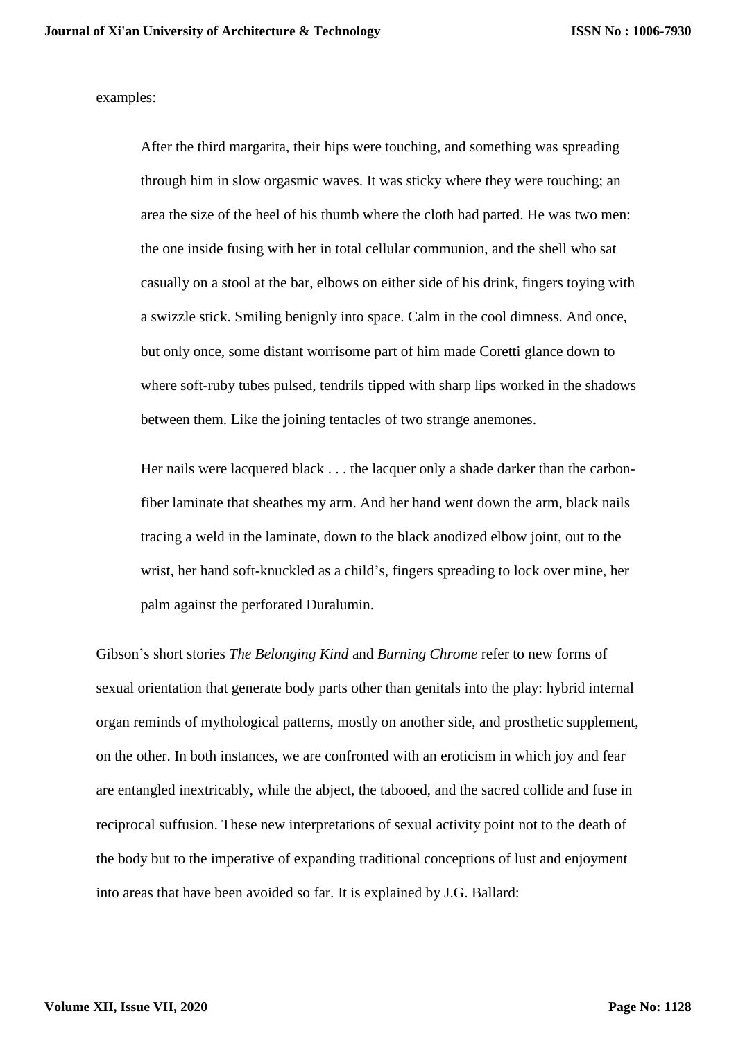examples:

> After the third margarita, their hips were touching, and something was spreading through him in slow orgasmic waves. It was sticky where they were touching; an area the size of the heel of his thumb where the cloth had parted. He was two men: the one inside fusing with her in total cellular communion, and the shell who sat casually on a stool at the bar, elbows on either side of his drink, fingers toying with a swizzle stick. Smiling benignly into space. Calm in the cool dimness. And once, but only once, some distant worrisome part of him made Coretti glance down to where soft-ruby tubes pulsed, tendrils tipped with sharp lips worked in the shadows between them. Like the joining tentacles of two strange anemones.

> Her nails were lacquered black . . . the lacquer only a shade darker than the carbon-fiber laminate that sheathes my arm. And her hand went down the arm, black nails tracing a weld in the laminate, down to the black anodized elbow joint, out to the wrist, her hand soft-knuckled as a child's, fingers spreading to lock over mine, her palm against the perforated Duralumin.

Gibson's short stories *The Belonging Kind* and *Burning Chrome* refer to new forms of sexual orientation that generate body parts other than genitals into the play: hybrid internal organ reminds of mythological patterns, mostly on another side, and prosthetic supplement, on the other. In both instances, we are confronted with an eroticism in which joy and fear are entangled inextricably, while the abject, the tabooed, and the sacred collide and fuse in reciprocal suffusion. These new interpretations of sexual activity point not to the death of the body but to the imperative of expanding traditional conceptions of lust and enjoyment into areas that have been avoided so far. It is explained by J.G. Ballard: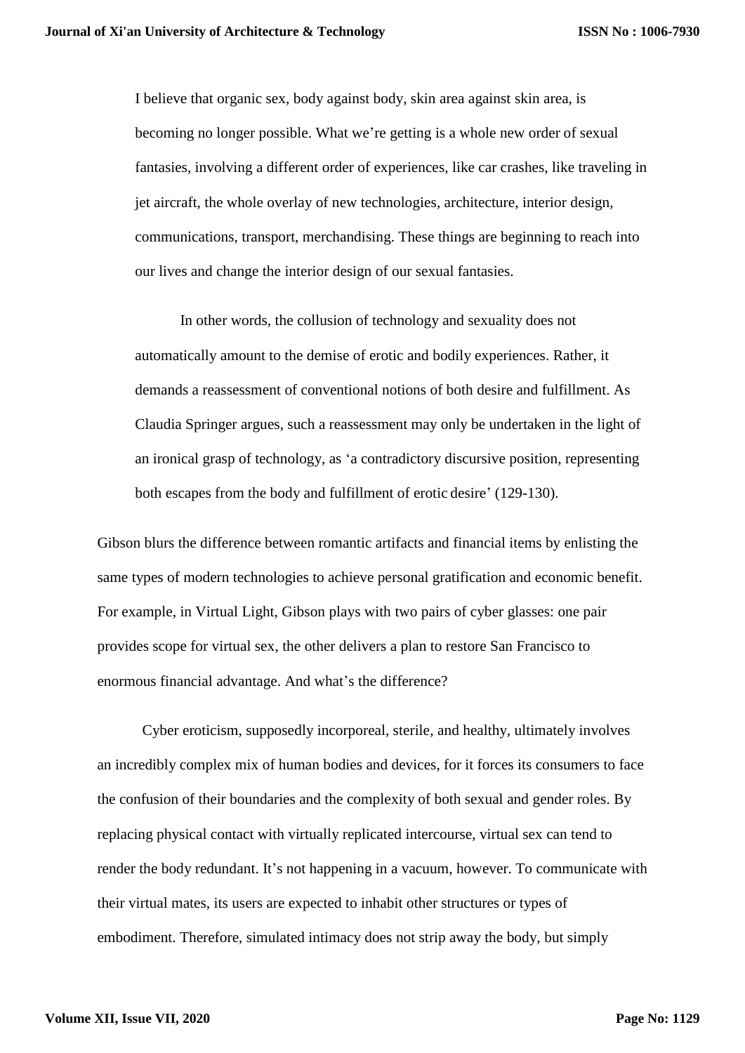> I believe that organic sex, body against body, skin area against skin area, is becoming no longer possible. What we're getting is a whole new order of sexual fantasies, involving a different order of experiences, like car crashes, like traveling in jet aircraft, the whole overlay of new technologies, architecture, interior design, communications, transport, merchandising. These things are beginning to reach into our lives and change the interior design of our sexual fantasies.
>
> In other words, the collusion of technology and sexuality does not automatically amount to the demise of erotic and bodily experiences. Rather, it demands a reassessment of conventional notions of both desire and fulfillment. As Claudia Springer argues, such a reassessment may only be undertaken in the light of an ironical grasp of technology, as 'a contradictory discursive position, representing both escapes from the body and fulfillment of erotic desire' (129-130).

Gibson blurs the difference between romantic artifacts and financial items by enlisting the same types of modern technologies to achieve personal gratification and economic benefit. For example, in Virtual Light, Gibson plays with two pairs of cyber glasses: one pair provides scope for virtual sex, the other delivers a plan to restore San Francisco to enormous financial advantage. And what's the difference?

Cyber eroticism, supposedly incorporeal, sterile, and healthy, ultimately involves an incredibly complex mix of human bodies and devices, for it forces its consumers to face the confusion of their boundaries and the complexity of both sexual and gender roles. By replacing physical contact with virtually replicated intercourse, virtual sex can tend to render the body redundant. It's not happening in a vacuum, however. To communicate with their virtual mates, its users are expected to inhabit other structures or types of embodiment. Therefore, simulated intimacy does not strip away the body, but simply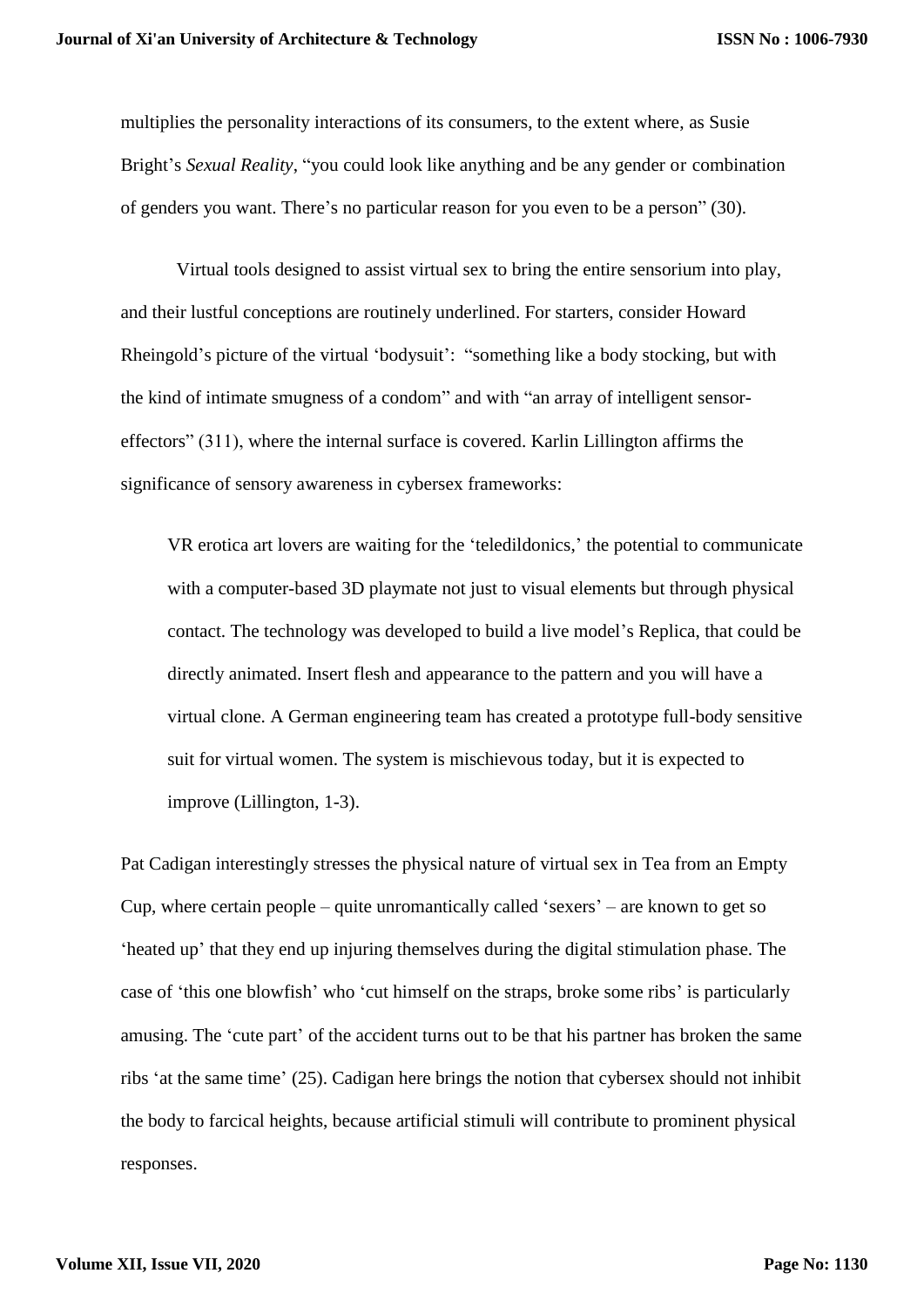multiplies the personality interactions of its consumers, to the extent where, as Susie Bright's *Sexual Reality*, "you could look like anything and be any gender or combination of genders you want. There's no particular reason for you even to be a person" (30).

Virtual tools designed to assist virtual sex to bring the entire sensorium into play, and their lustful conceptions are routinely underlined. For starters, consider Howard Rheingold's picture of the virtual 'bodysuit': "something like a body stocking, but with the kind of intimate smugness of a condom" and with "an array of intelligent sensor-effectors" (311), where the internal surface is covered. Karlin Lillington affirms the significance of sensory awareness in cybersex frameworks:

> VR erotica art lovers are waiting for the 'teledildonics,' the potential to communicate with a computer-based 3D playmate not just to visual elements but through physical contact. The technology was developed to build a live model's Replica, that could be directly animated. Insert flesh and appearance to the pattern and you will have a virtual clone. A German engineering team has created a prototype full-body sensitive suit for virtual women. The system is mischievous today, but it is expected to improve (Lillington, 1-3).

Pat Cadigan interestingly stresses the physical nature of virtual sex in Tea from an Empty Cup, where certain people – quite unromantically called 'sexers' – are known to get so 'heated up' that they end up injuring themselves during the digital stimulation phase. The case of 'this one blowfish' who 'cut himself on the straps, broke some ribs' is particularly amusing. The 'cute part' of the accident turns out to be that his partner has broken the same ribs 'at the same time' (25). Cadigan here brings the notion that cybersex should not inhibit the body to farcical heights, because artificial stimuli will contribute to prominent physical responses.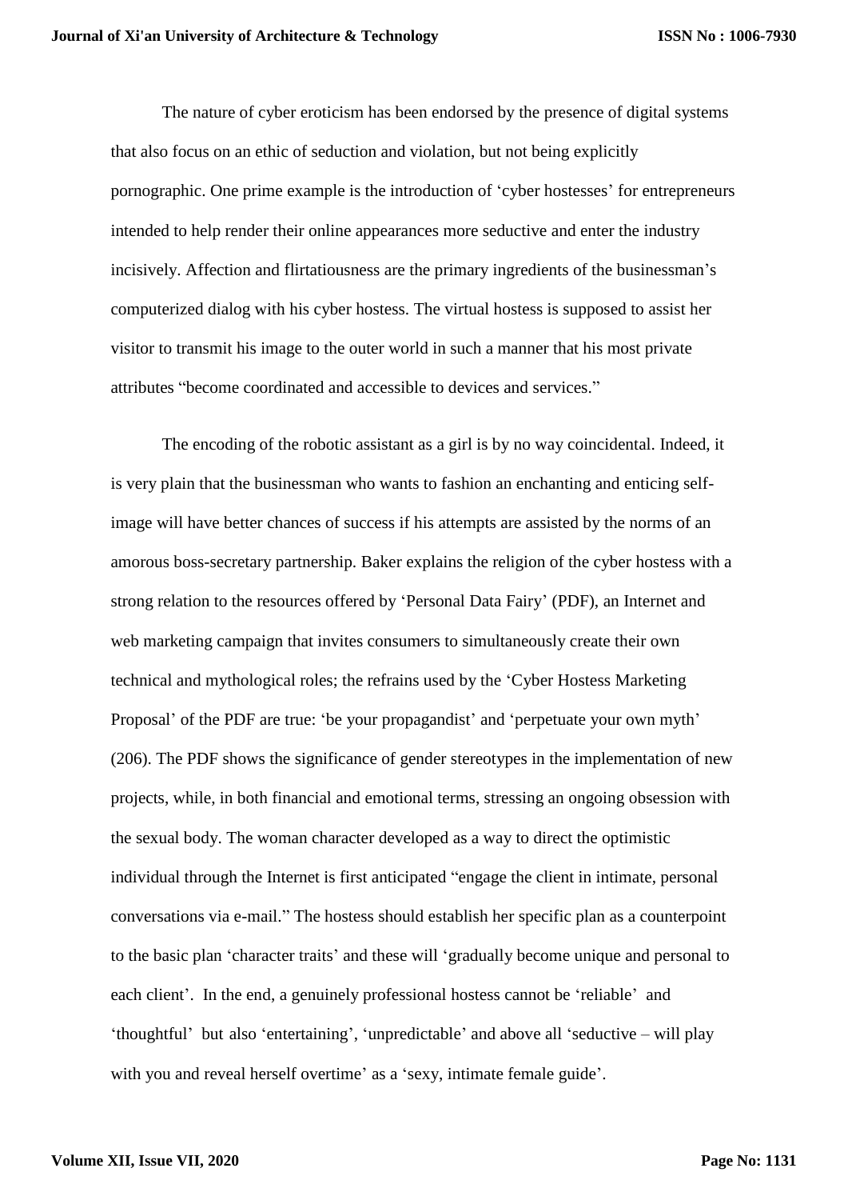The nature of cyber eroticism has been endorsed by the presence of digital systems that also focus on an ethic of seduction and violation, but not being explicitly pornographic. One prime example is the introduction of 'cyber hostesses' for entrepreneurs intended to help render their online appearances more seductive and enter the industry incisively. Affection and flirtatiousness are the primary ingredients of the businessman's computerized dialog with his cyber hostess. The virtual hostess is supposed to assist her visitor to transmit his image to the outer world in such a manner that his most private attributes "become coordinated and accessible to devices and services."

The encoding of the robotic assistant as a girl is by no way coincidental. Indeed, it is very plain that the businessman who wants to fashion an enchanting and enticing self-image will have better chances of success if his attempts are assisted by the norms of an amorous boss-secretary partnership. Baker explains the religion of the cyber hostess with a strong relation to the resources offered by 'Personal Data Fairy' (PDF), an Internet and web marketing campaign that invites consumers to simultaneously create their own technical and mythological roles; the refrains used by the 'Cyber Hostess Marketing Proposal' of the PDF are true: 'be your propagandist' and 'perpetuate your own myth' (206). The PDF shows the significance of gender stereotypes in the implementation of new projects, while, in both financial and emotional terms, stressing an ongoing obsession with the sexual body. The woman character developed as a way to direct the optimistic individual through the Internet is first anticipated "engage the client in intimate, personal conversations via e-mail." The hostess should establish her specific plan as a counterpoint to the basic plan 'character traits' and these will 'gradually become unique and personal to each client'. In the end, a genuinely professional hostess cannot be 'reliable' and 'thoughtful' but also 'entertaining', 'unpredictable' and above all 'seductive – will play with you and reveal herself overtime' as a 'sexy, intimate female guide'.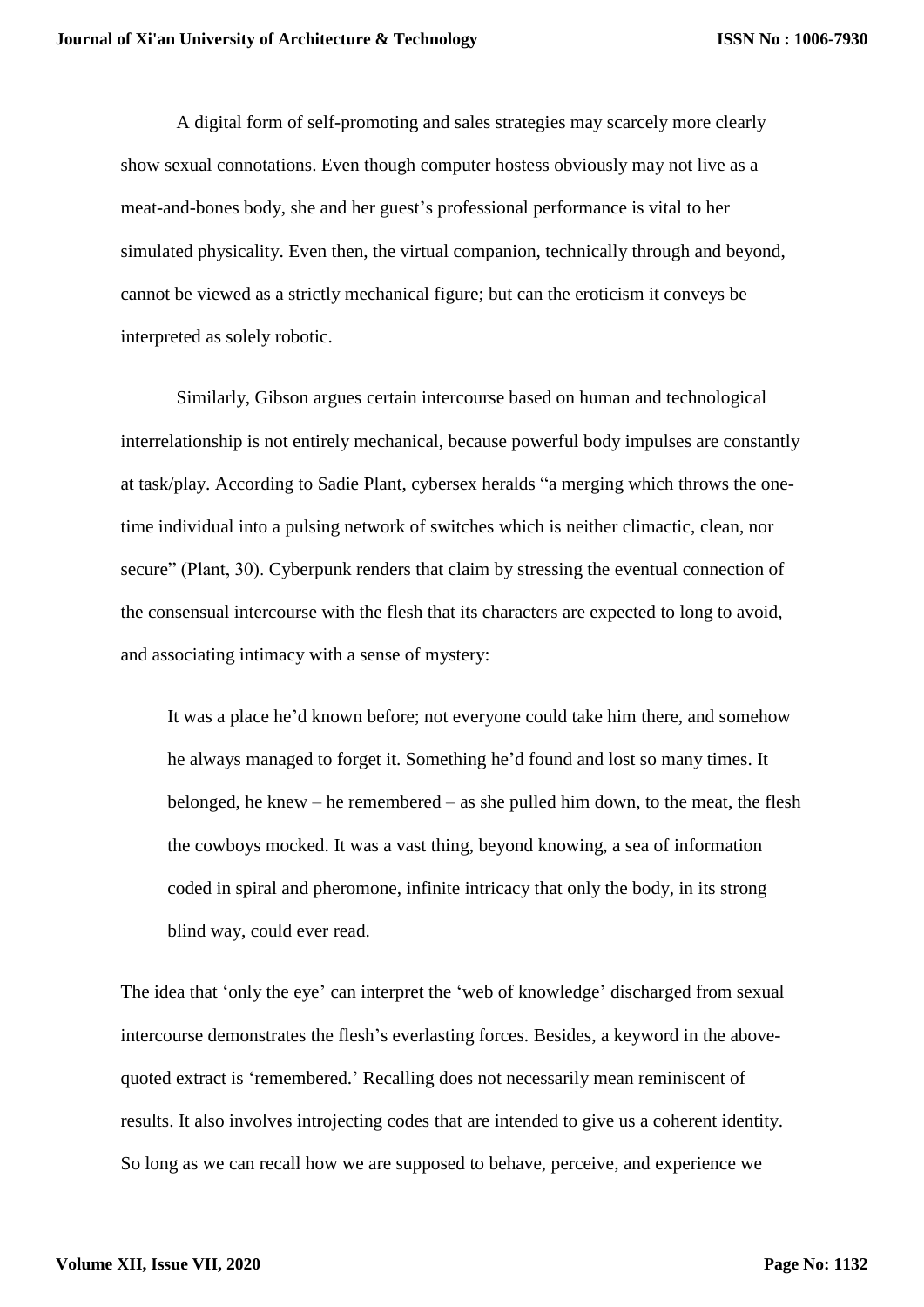A digital form of self-promoting and sales strategies may scarcely more clearly show sexual connotations. Even though computer hostess obviously may not live as a meat-and-bones body, she and her guest's professional performance is vital to her simulated physicality. Even then, the virtual companion, technically through and beyond, cannot be viewed as a strictly mechanical figure; but can the eroticism it conveys be interpreted as solely robotic.

Similarly, Gibson argues certain intercourse based on human and technological interrelationship is not entirely mechanical, because powerful body impulses are constantly at task/play. According to Sadie Plant, cybersex heralds "a merging which throws the one-time individual into a pulsing network of switches which is neither climactic, clean, nor secure" (Plant, 30). Cyberpunk renders that claim by stressing the eventual connection of the consensual intercourse with the flesh that its characters are expected to long to avoid, and associating intimacy with a sense of mystery:

> It was a place he'd known before; not everyone could take him there, and somehow he always managed to forget it. Something he'd found and lost so many times. It belonged, he knew – he remembered – as she pulled him down, to the meat, the flesh the cowboys mocked. It was a vast thing, beyond knowing, a sea of information coded in spiral and pheromone, infinite intricacy that only the body, in its strong blind way, could ever read.

The idea that 'only the eye' can interpret the 'web of knowledge' discharged from sexual intercourse demonstrates the flesh's everlasting forces. Besides, a keyword in the above-quoted extract is 'remembered.' Recalling does not necessarily mean reminiscent of results. It also involves introjecting codes that are intended to give us a coherent identity. So long as we can recall how we are supposed to behave, perceive, and experience we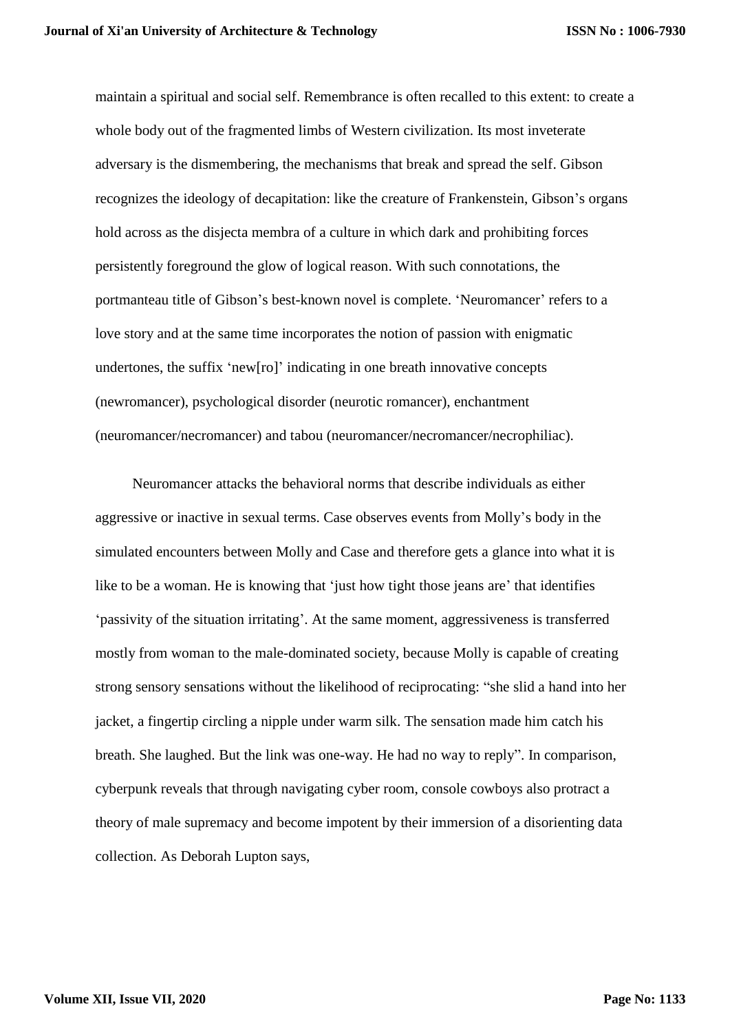maintain a spiritual and social self. Remembrance is often recalled to this extent: to create a whole body out of the fragmented limbs of Western civilization. Its most inveterate adversary is the dismembering, the mechanisms that break and spread the self. Gibson recognizes the ideology of decapitation: like the creature of Frankenstein, Gibson's organs hold across as the disjecta membra of a culture in which dark and prohibiting forces persistently foreground the glow of logical reason. With such connotations, the portmanteau title of Gibson's best-known novel is complete. 'Neuromancer' refers to a love story and at the same time incorporates the notion of passion with enigmatic undertones, the suffix 'new[ro]' indicating in one breath innovative concepts (newromancer), psychological disorder (neurotic romancer), enchantment (neuromancer/necromancer) and tabou (neuromancer/necromancer/necrophiliac).

Neuromancer attacks the behavioral norms that describe individuals as either aggressive or inactive in sexual terms. Case observes events from Molly's body in the simulated encounters between Molly and Case and therefore gets a glance into what it is like to be a woman. He is knowing that 'just how tight those jeans are' that identifies 'passivity of the situation irritating'. At the same moment, aggressiveness is transferred mostly from woman to the male-dominated society, because Molly is capable of creating strong sensory sensations without the likelihood of reciprocating: "she slid a hand into her jacket, a fingertip circling a nipple under warm silk. The sensation made him catch his breath. She laughed. But the link was one-way. He had no way to reply". In comparison, cyberpunk reveals that through navigating cyber room, console cowboys also protract a theory of male supremacy and become impotent by their immersion of a disorienting data collection. As Deborah Lupton says,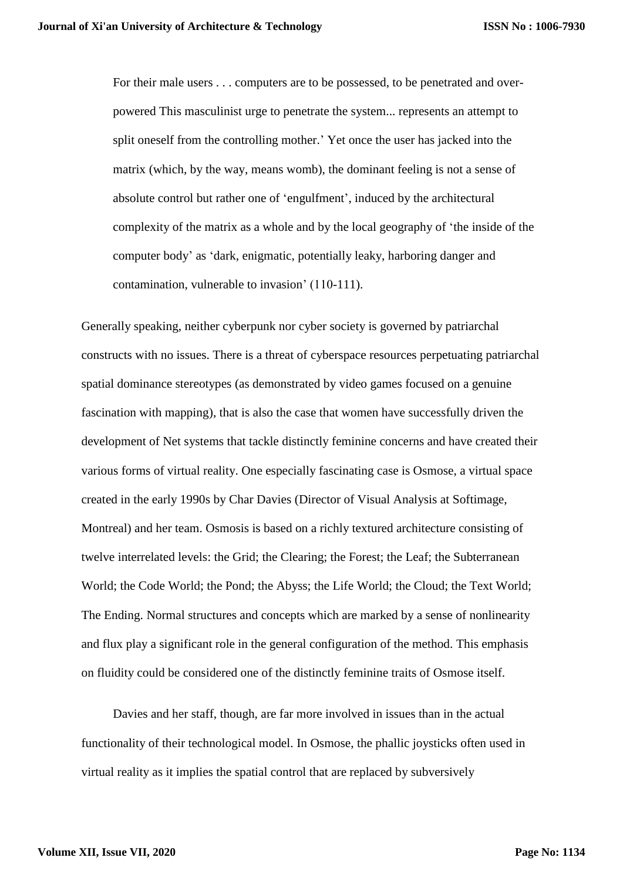> For their male users . . . computers are to be possessed, to be penetrated and over-powered This masculinist urge to penetrate the system... represents an attempt to split oneself from the controlling mother.' Yet once the user has jacked into the matrix (which, by the way, means womb), the dominant feeling is not a sense of absolute control but rather one of 'engulfment', induced by the architectural complexity of the matrix as a whole and by the local geography of 'the inside of the computer body' as 'dark, enigmatic, potentially leaky, harboring danger and contamination, vulnerable to invasion' (110-111).

Generally speaking, neither cyberpunk nor cyber society is governed by patriarchal constructs with no issues. There is a threat of cyberspace resources perpetuating patriarchal spatial dominance stereotypes (as demonstrated by video games focused on a genuine fascination with mapping), that is also the case that women have successfully driven the development of Net systems that tackle distinctly feminine concerns and have created their various forms of virtual reality. One especially fascinating case is Osmose, a virtual space created in the early 1990s by Char Davies (Director of Visual Analysis at Softimage, Montreal) and her team. Osmosis is based on a richly textured architecture consisting of twelve interrelated levels: the Grid; the Clearing; the Forest; the Leaf; the Subterranean World; the Code World; the Pond; the Abyss; the Life World; the Cloud; the Text World; The Ending. Normal structures and concepts which are marked by a sense of nonlinearity and flux play a significant role in the general configuration of the method. This emphasis on fluidity could be considered one of the distinctly feminine traits of Osmose itself.

Davies and her staff, though, are far more involved in issues than in the actual functionality of their technological model. In Osmose, the phallic joysticks often used in virtual reality as it implies the spatial control that are replaced by subversively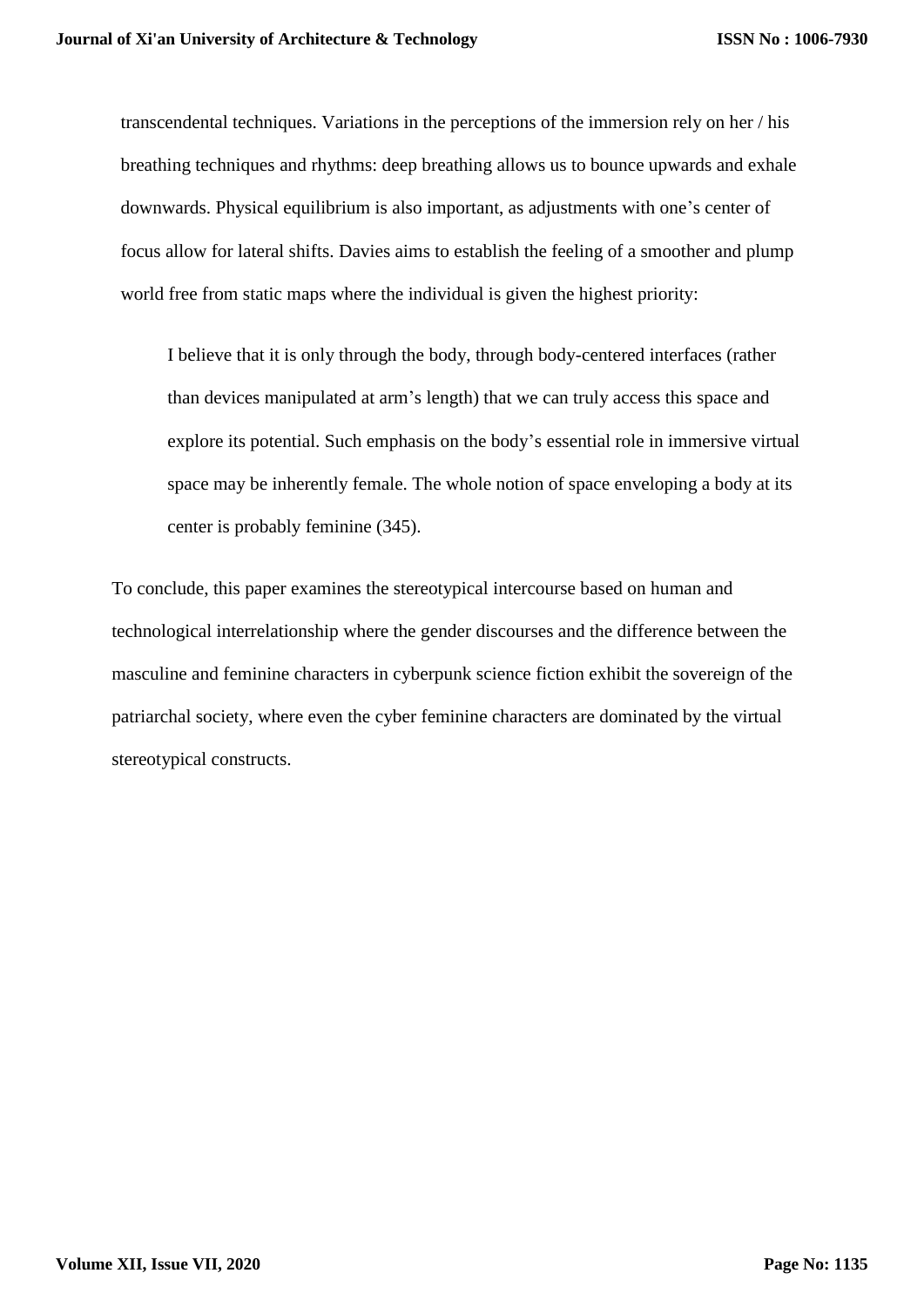transcendental techniques. Variations in the perceptions of the immersion rely on her / his breathing techniques and rhythms: deep breathing allows us to bounce upwards and exhale downwards. Physical equilibrium is also important, as adjustments with one's center of focus allow for lateral shifts. Davies aims to establish the feeling of a smoother and plump world free from static maps where the individual is given the highest priority:

> I believe that it is only through the body, through body-centered interfaces (rather than devices manipulated at arm's length) that we can truly access this space and explore its potential. Such emphasis on the body's essential role in immersive virtual space may be inherently female. The whole notion of space enveloping a body at its center is probably feminine (345).

To conclude, this paper examines the stereotypical intercourse based on human and technological interrelationship where the gender discourses and the difference between the masculine and feminine characters in cyberpunk science fiction exhibit the sovereign of the patriarchal society, where even the cyber feminine characters are dominated by the virtual stereotypical constructs.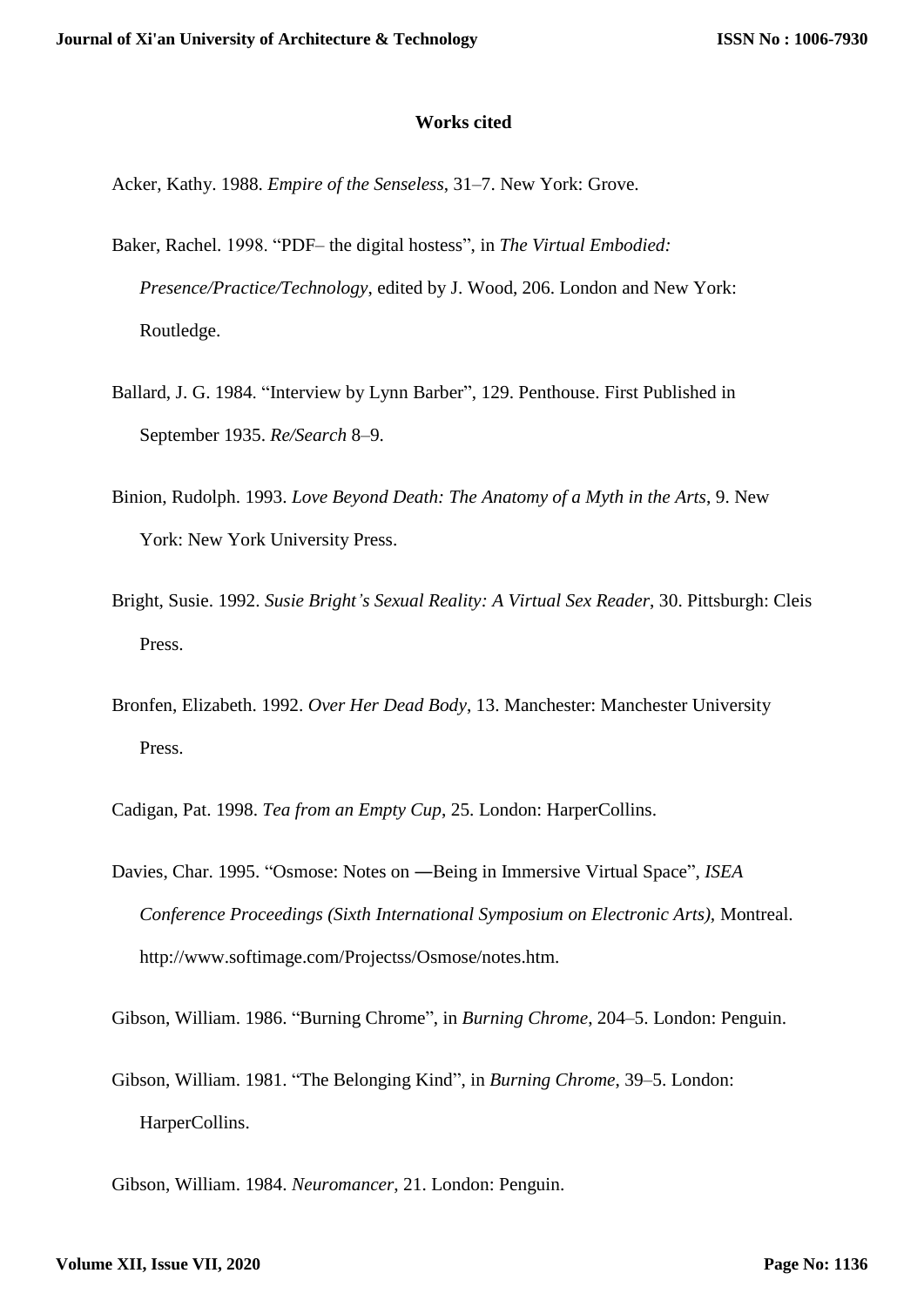## Works cited

Acker, Kathy. 1988. *Empire of the Senseless*, 31–7. New York: Grove.

Baker, Rachel. 1998. "PDF– the digital hostess", in *The Virtual Embodied: Presence/Practice/Technology*, edited by J. Wood, 206. London and New York: Routledge.

Ballard, J. G. 1984. "Interview by Lynn Barber", 129. Penthouse. First Published in September 1935. *Re/Search* 8–9.

Binion, Rudolph. 1993. *Love Beyond Death: The Anatomy of a Myth in the Arts*, 9. New York: New York University Press.

Bright, Susie. 1992. *Susie Bright's Sexual Reality: A Virtual Sex Reader*, 30. Pittsburgh: Cleis Press.

Bronfen, Elizabeth. 1992. *Over Her Dead Body*, 13. Manchester: Manchester University Press.

Cadigan, Pat. 1998. *Tea from an Empty Cup*, 25. London: HarperCollins.

Davies, Char. 1995. "Osmose: Notes on ―Being in Immersive Virtual Space", *ISEA Conference Proceedings (Sixth International Symposium on Electronic Arts),* Montreal. http://www.softimage.com/Projectss/Osmose/notes.htm.

Gibson, William. 1986. "Burning Chrome", in *Burning Chrome*, 204–5. London: Penguin.

Gibson, William. 1981. "The Belonging Kind", in *Burning Chrome*, 39–5. London: HarperCollins.

Gibson, William. 1984. *Neuromancer*, 21. London: Penguin.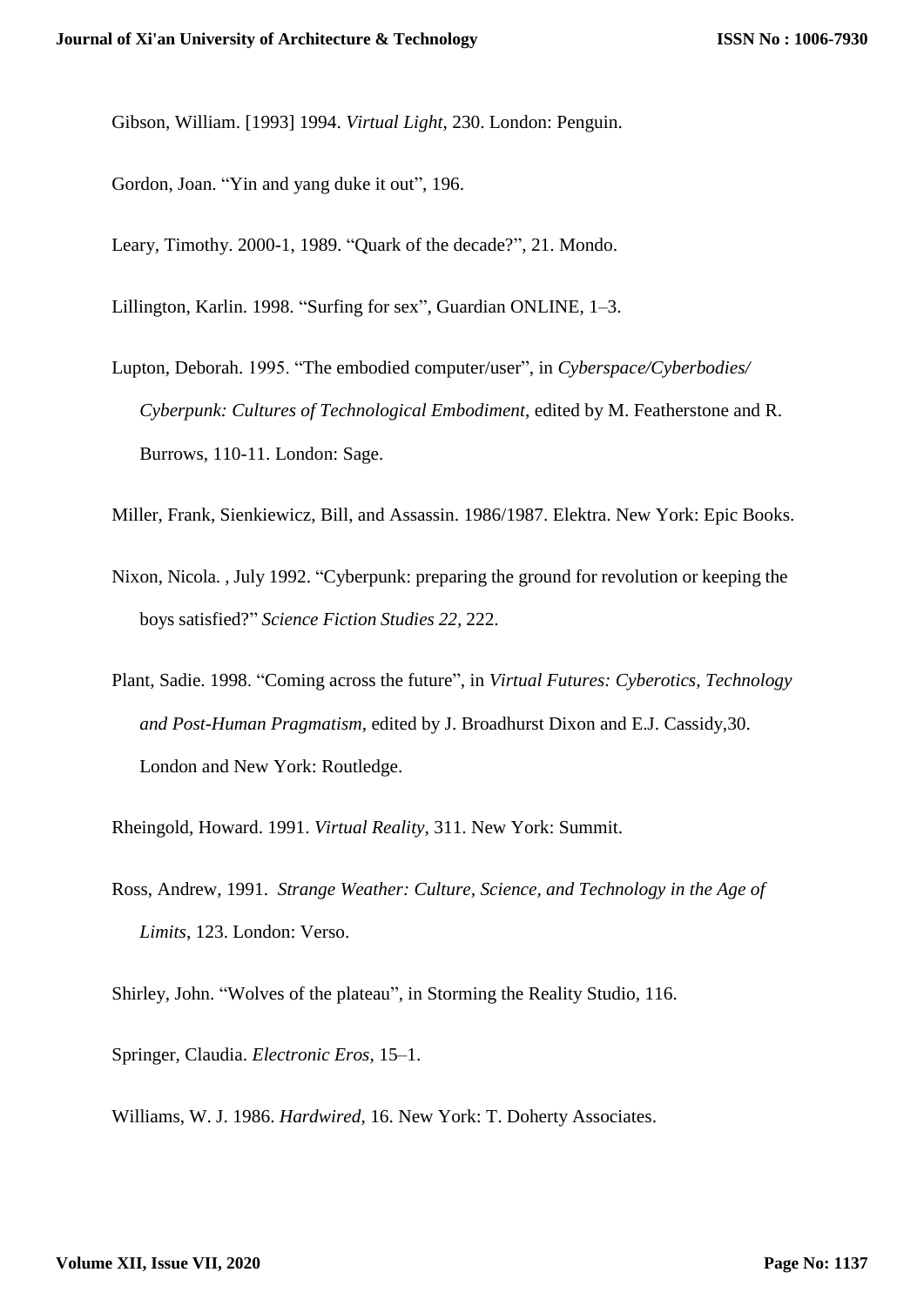Gibson, William. [1993] 1994. *Virtual Light*, 230. London: Penguin.

Gordon, Joan. "Yin and yang duke it out", 196.

Leary, Timothy. 2000-1, 1989. "Quark of the decade?", 21. Mondo.

Lillington, Karlin. 1998. "Surfing for sex", Guardian ONLINE, 1–3.

Lupton, Deborah. 1995. "The embodied computer/user", in *Cyberspace/Cyberbodies/ Cyberpunk: Cultures of Technological Embodiment*, edited by M. Featherstone and R. Burrows, 110-11. London: Sage.

Miller, Frank, Sienkiewicz, Bill, and Assassin. 1986/1987. Elektra. New York: Epic Books.

Nixon, Nicola. , July 1992. "Cyberpunk: preparing the ground for revolution or keeping the boys satisfied?" *Science Fiction Studies 22*, 222.

Plant, Sadie. 1998. "Coming across the future", in *Virtual Futures: Cyberotics, Technology and Post-Human Pragmatism*, edited by J. Broadhurst Dixon and E.J. Cassidy,30. London and New York: Routledge.

Rheingold, Howard. 1991. *Virtual Reality*, 311. New York: Summit.

Ross, Andrew, 1991. *Strange Weather: Culture, Science, and Technology in the Age of Limits*, 123. London: Verso.

Shirley, John. "Wolves of the plateau", in Storming the Reality Studio, 116.

Springer, Claudia. *Electronic Eros*, 15–1.

Williams, W. J. 1986. *Hardwired*, 16. New York: T. Doherty Associates.